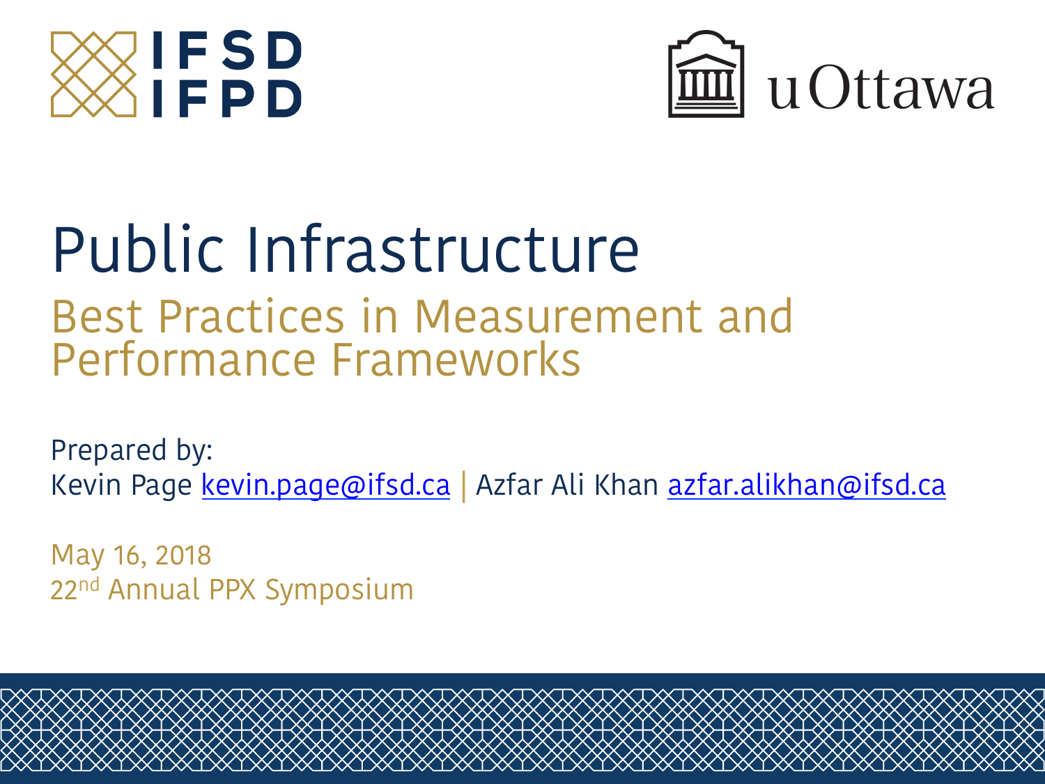IFSD IFPD

uOttawa

# Public Infrastructure

## Best Practices in Measurement and Performance Frameworks

Prepared by:
Kevin Page kevin.page@ifsd.ca | Azfar Ali Khan azfar.alikhan@ifsd.ca

May 16, 2018
22nd Annual PPX Symposium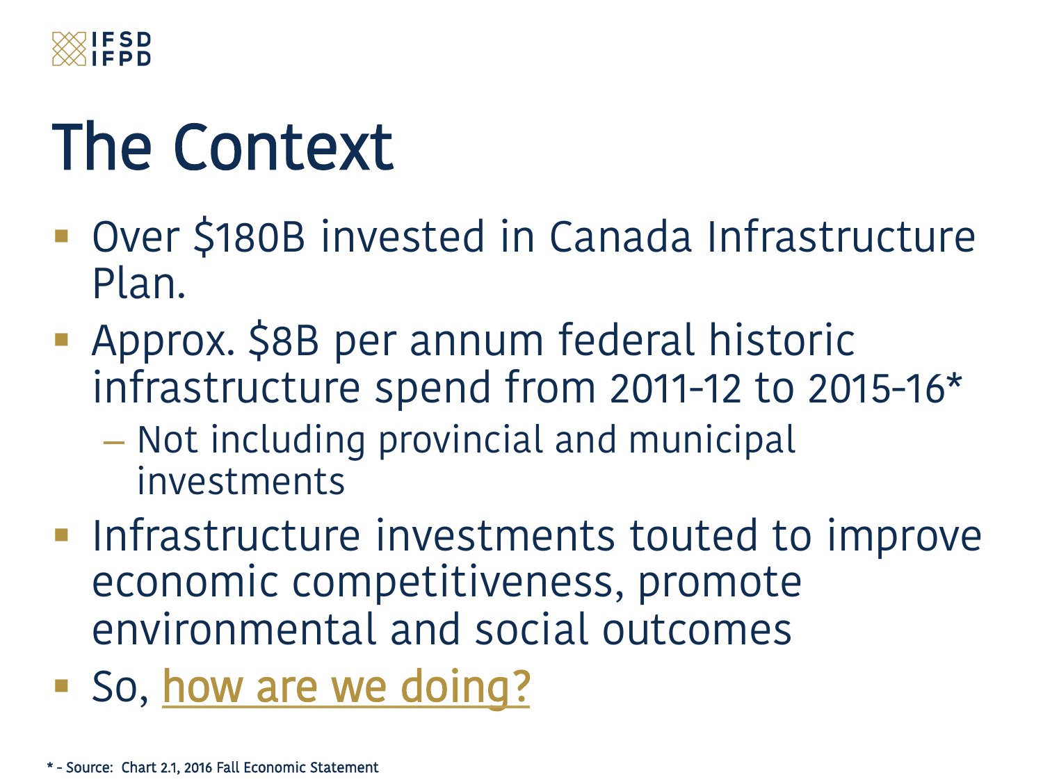# The Context

- Over $180B invested in Canada Infrastructure Plan.
- Approx. $8B per annum federal historic infrastructure spend from 2011-12 to 2015-16*
  - Not including provincial and municipal investments
- Infrastructure investments touted to improve economic competitiveness, promote environmental and social outcomes
- So, how are we doing?

* - Source: Chart 2.1, 2016 Fall Economic Statement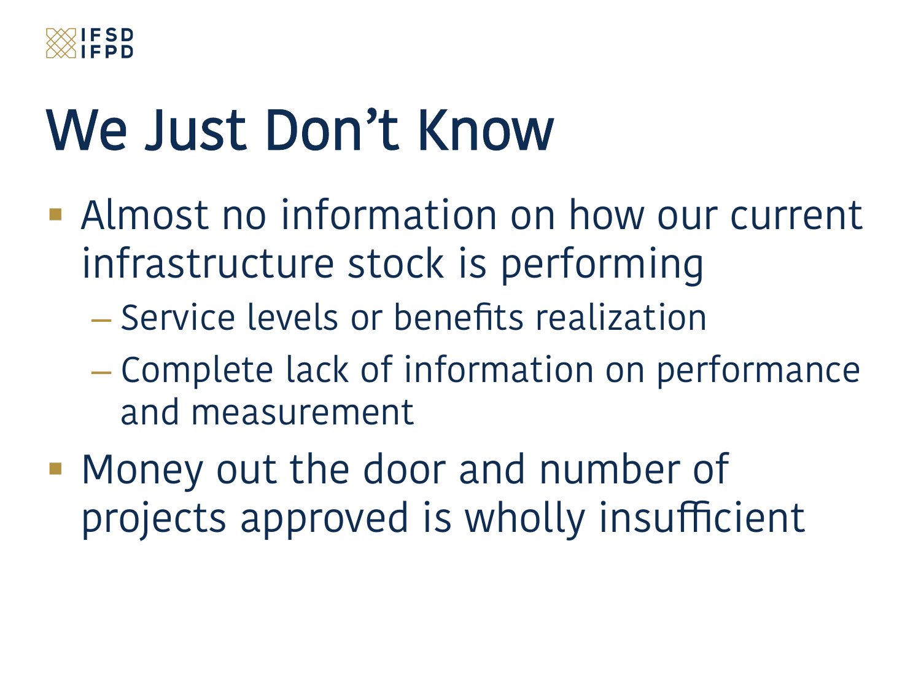# We Just Don't Know

- Almost no information on how our current infrastructure stock is performing
  - Service levels or benefits realization
  - Complete lack of information on performance and measurement
- Money out the door and number of projects approved is wholly insufficient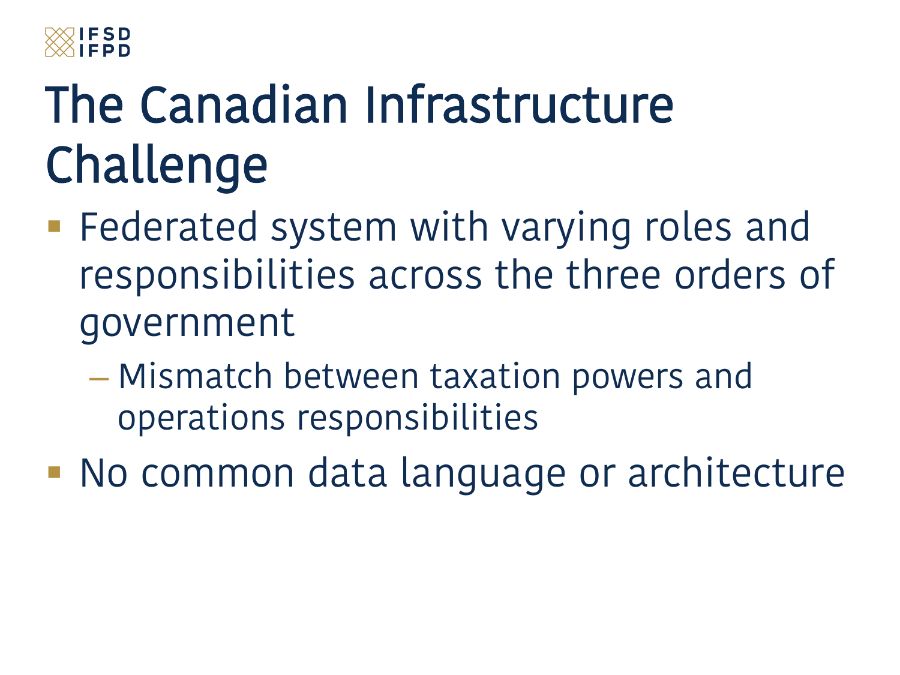# The Canadian Infrastructure Challenge

- Federated system with varying roles and responsibilities across the three orders of government
  - Mismatch between taxation powers and operations responsibilities
- No common data language or architecture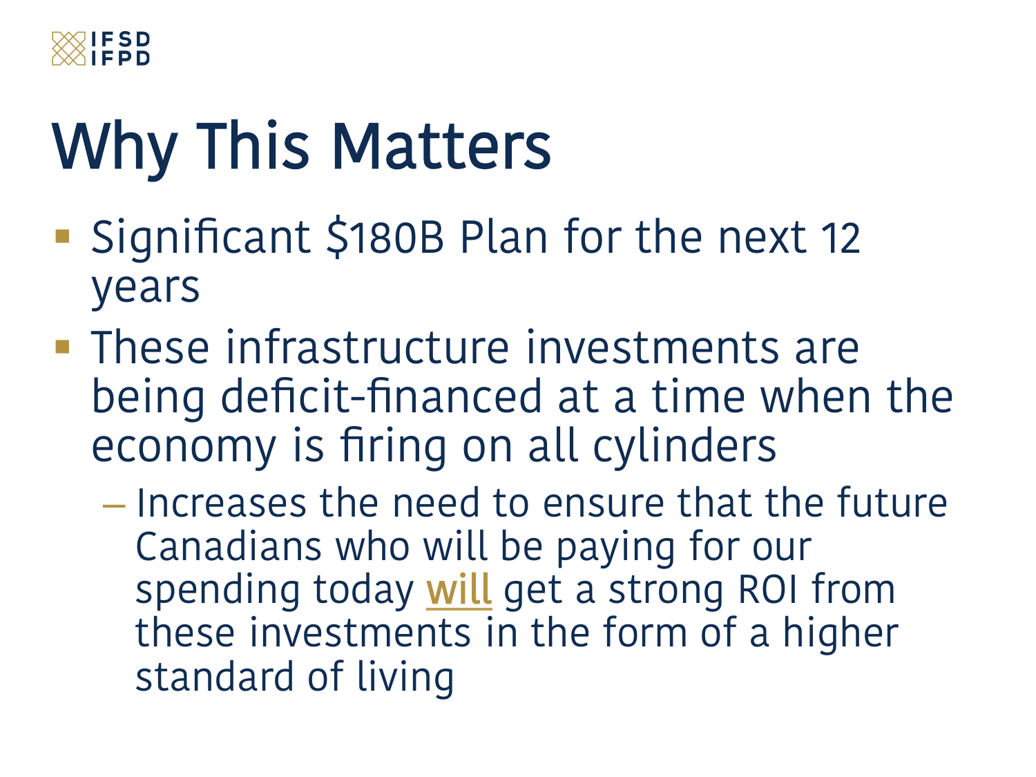# Why This Matters

- Significant $180B Plan for the next 12 years
- These infrastructure investments are being deficit-financed at a time when the economy is firing on all cylinders
  - Increases the need to ensure that the future Canadians who will be paying for our spending today <u>will</u> get a strong ROI from these investments in the form of a higher standard of living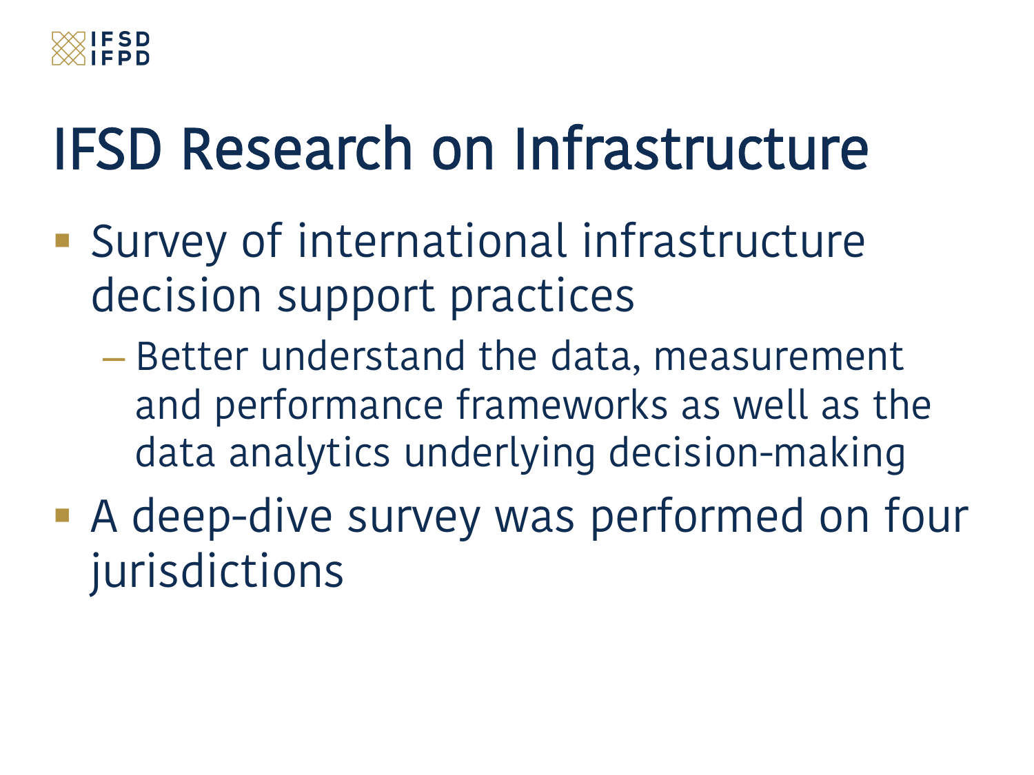# IFSD Research on Infrastructure

- Survey of international infrastructure decision support practices
  - Better understand the data, measurement and performance frameworks as well as the data analytics underlying decision-making
- A deep-dive survey was performed on four jurisdictions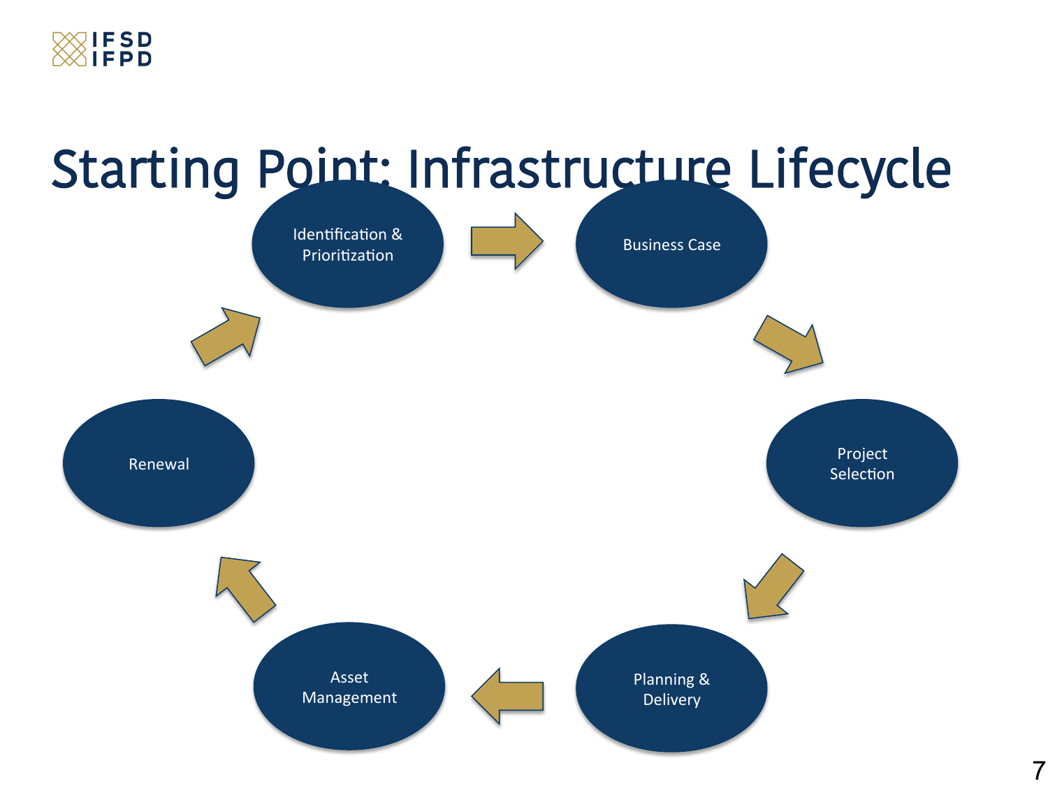# Starting Point: Infrastructure Lifecycle

- Identification & Prioritization
- Business Case
- Project Selection
- Planning & Delivery
- Asset Management
- Renewal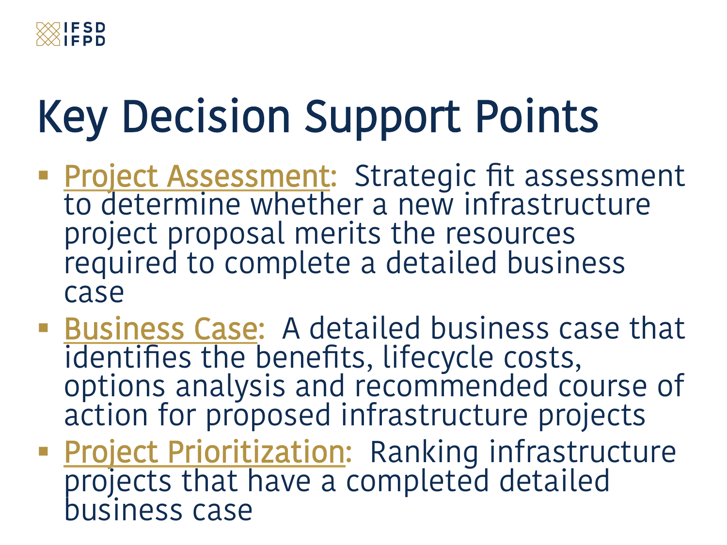# Key Decision Support Points

- **Project Assessment:** Strategic fit assessment to determine whether a new infrastructure project proposal merits the resources required to complete a detailed business case
- **Business Case:** A detailed business case that identifies the benefits, lifecycle costs, options analysis and recommended course of action for proposed infrastructure projects
- **Project Prioritization:** Ranking infrastructure projects that have a completed detailed business case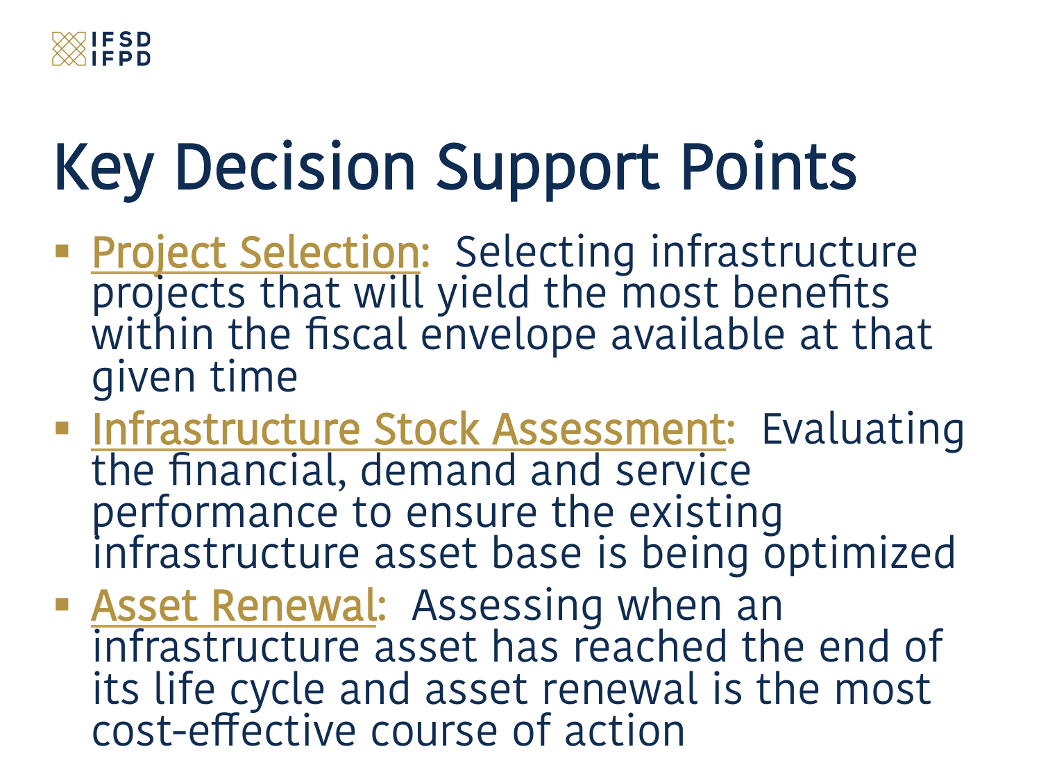# Key Decision Support Points

- Project Selection: Selecting infrastructure projects that will yield the most benefits within the fiscal envelope available at that given time
- Infrastructure Stock Assessment: Evaluating the financial, demand and service performance to ensure the existing infrastructure asset base is being optimized
- Asset Renewal: Assessing when an infrastructure asset has reached the end of its life cycle and asset renewal is the most cost-effective course of action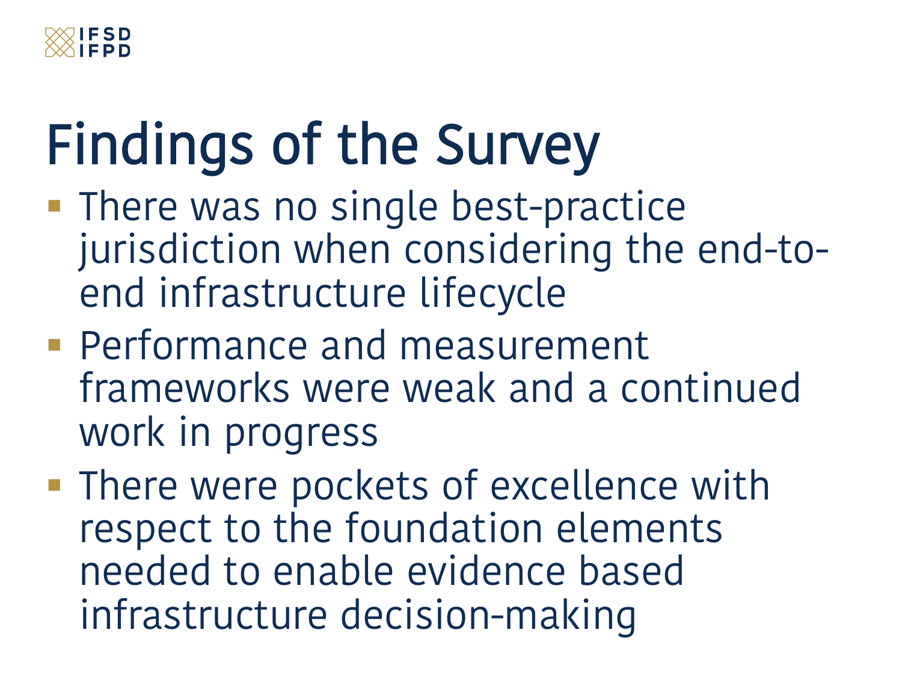# Findings of the Survey

- There was no single best-practice jurisdiction when considering the end-to-end infrastructure lifecycle
- Performance and measurement frameworks were weak and a continued work in progress
- There were pockets of excellence with respect to the foundation elements needed to enable evidence based infrastructure decision-making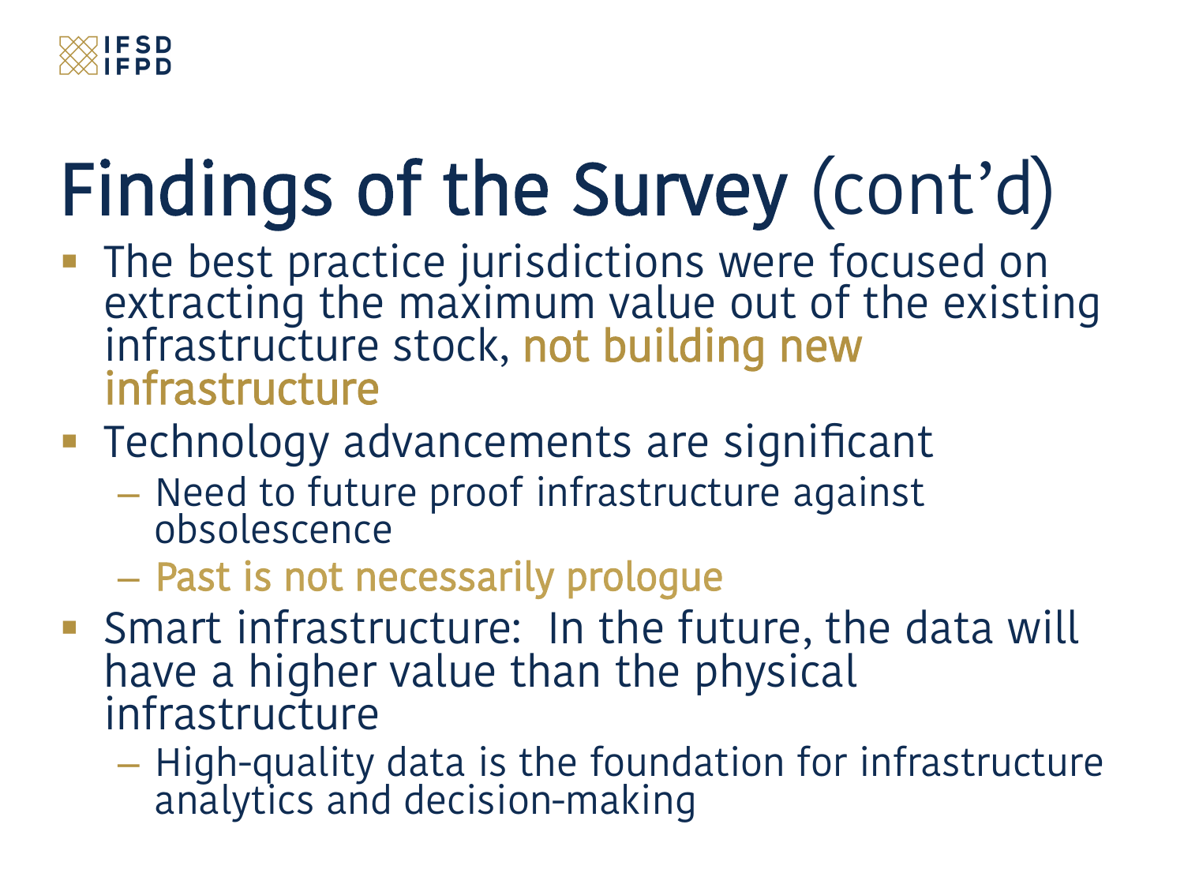# Findings of the Survey (cont'd)

- The best practice jurisdictions were focused on extracting the maximum value out of the existing infrastructure stock, not building new infrastructure
- Technology advancements are significant
  - Need to future proof infrastructure against obsolescence
  - Past is not necessarily prologue
- Smart infrastructure: In the future, the data will have a higher value than the physical infrastructure
  - High-quality data is the foundation for infrastructure analytics and decision-making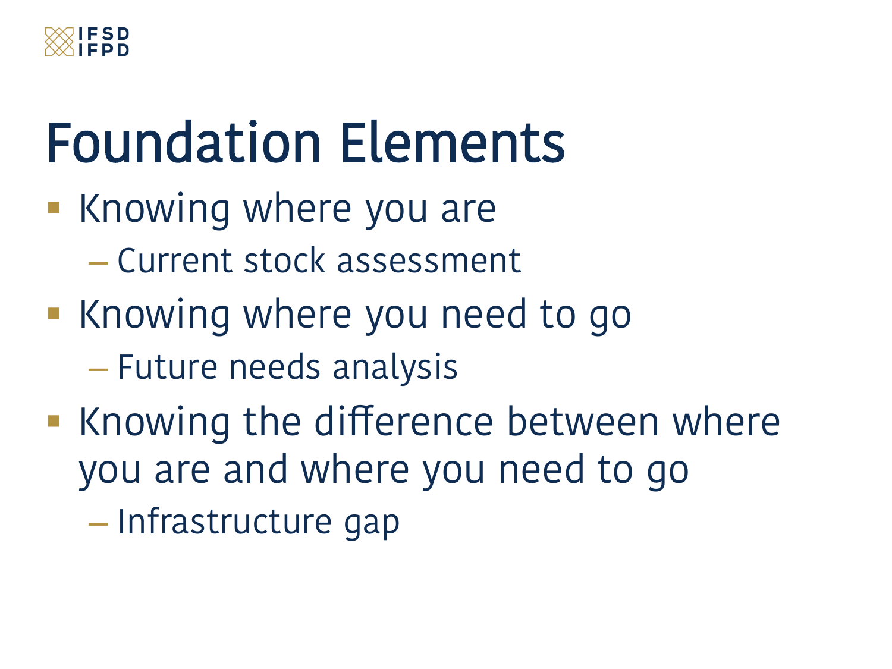# Foundation Elements

- Knowing where you are
  - Current stock assessment
- Knowing where you need to go
  - Future needs analysis
- Knowing the difference between where you are and where you need to go
  - Infrastructure gap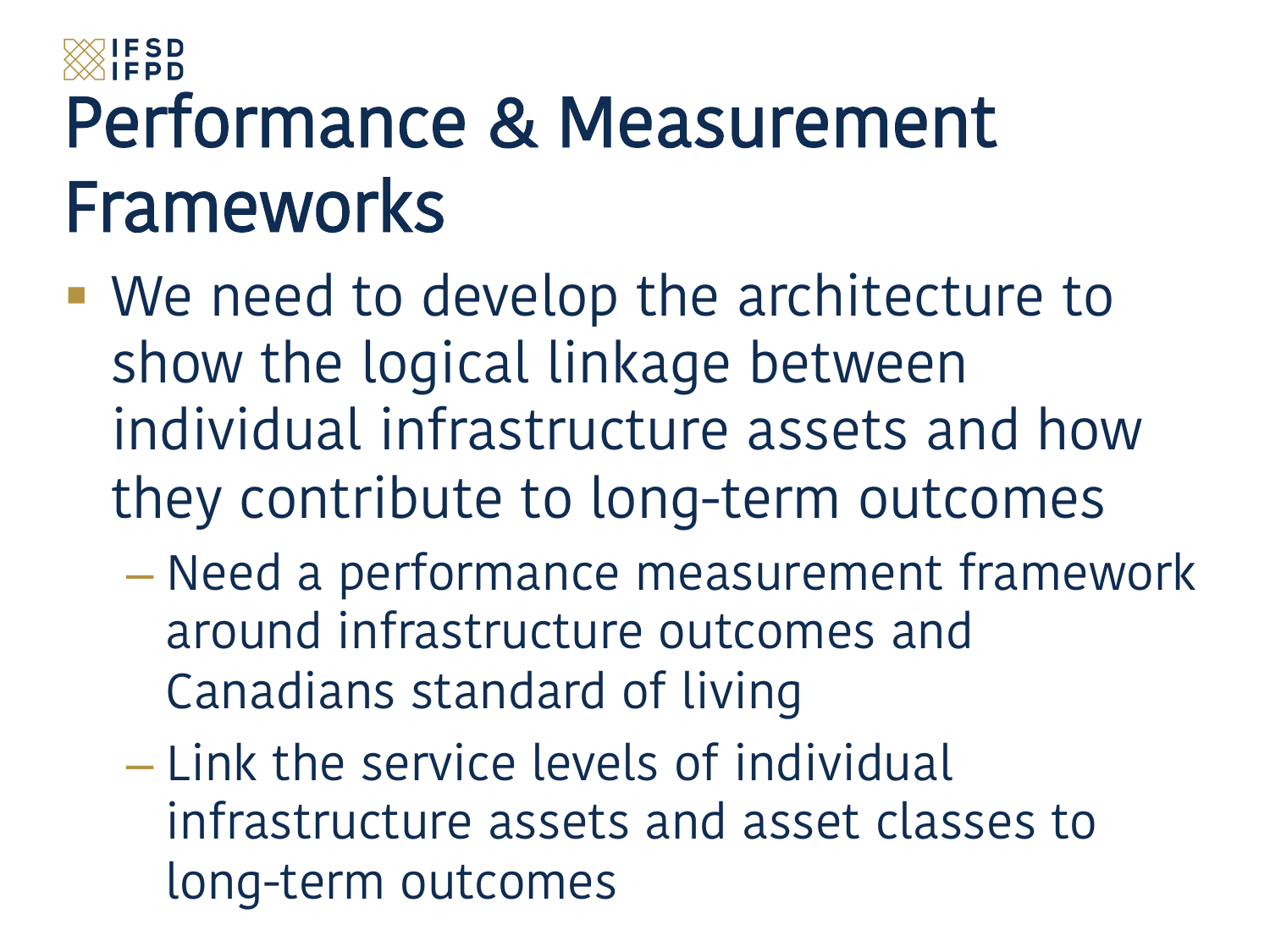# Performance & Measurement Frameworks

- We need to develop the architecture to show the logical linkage between individual infrastructure assets and how they contribute to long-term outcomes
  - Need a performance measurement framework around infrastructure outcomes and Canadians standard of living
  - Link the service levels of individual infrastructure assets and asset classes to long-term outcomes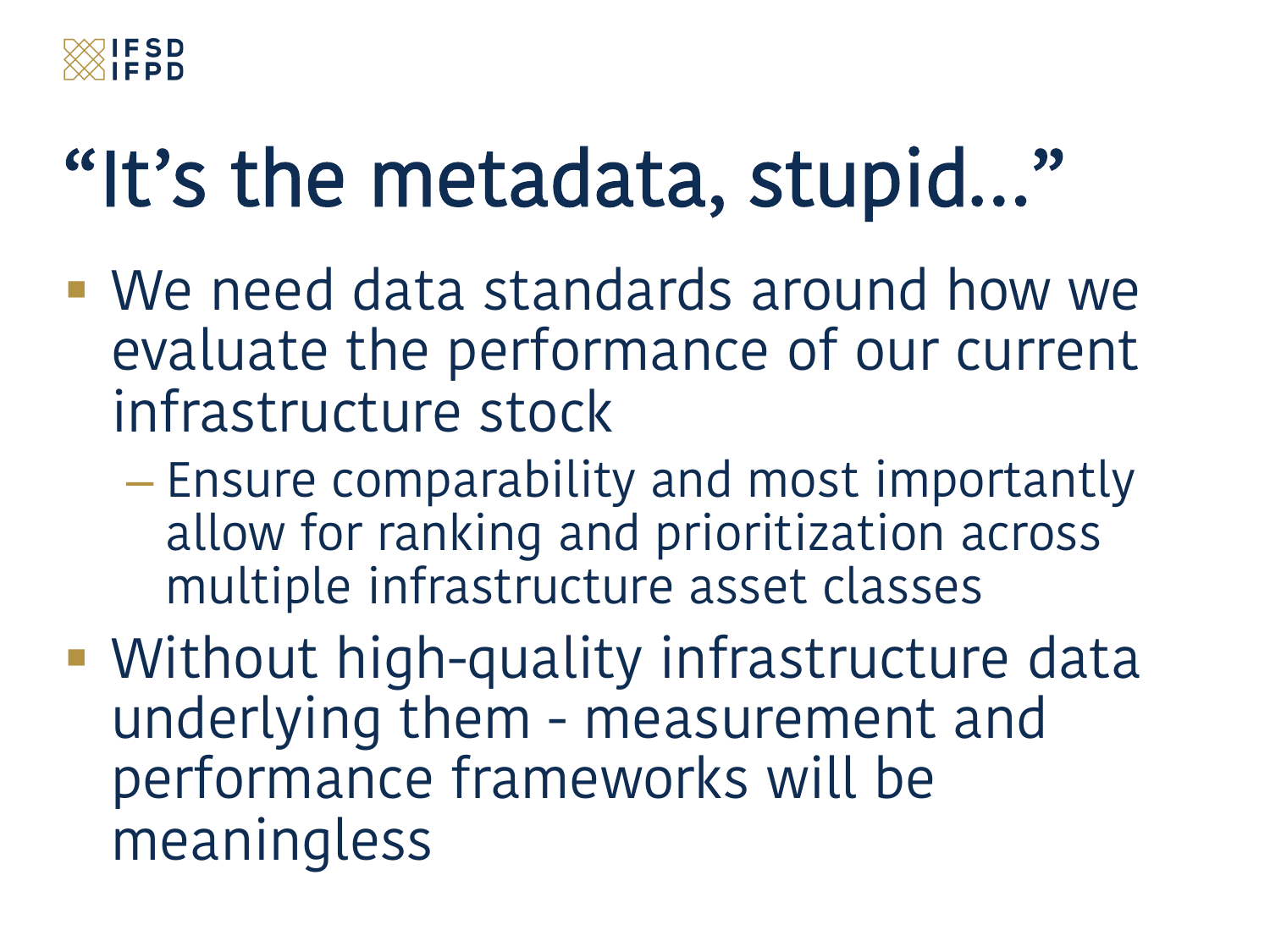# "It's the metadata, stupid…"

- We need data standards around how we evaluate the performance of our current infrastructure stock
  - Ensure comparability and most importantly allow for ranking and prioritization across multiple infrastructure asset classes
- Without high-quality infrastructure data underlying them - measurement and performance frameworks will be meaningless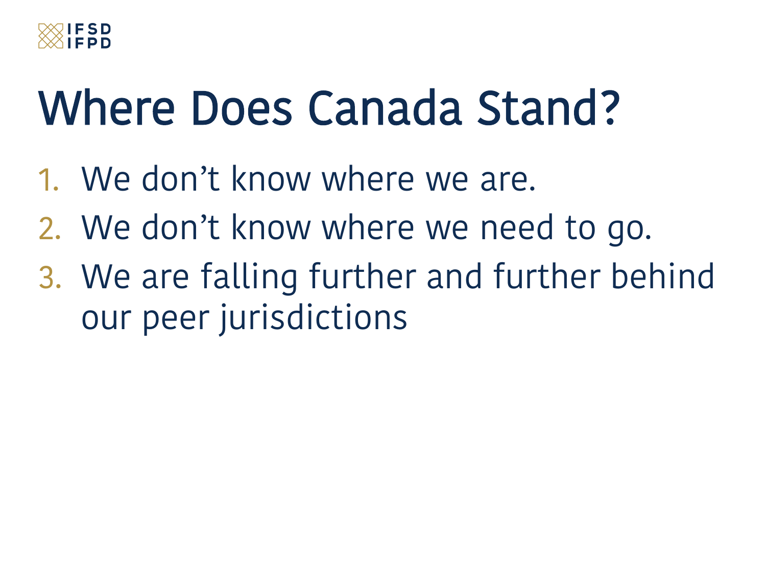# Where Does Canada Stand?

1. We don't know where we are.
2. We don't know where we need to go.
3. We are falling further and further behind our peer jurisdictions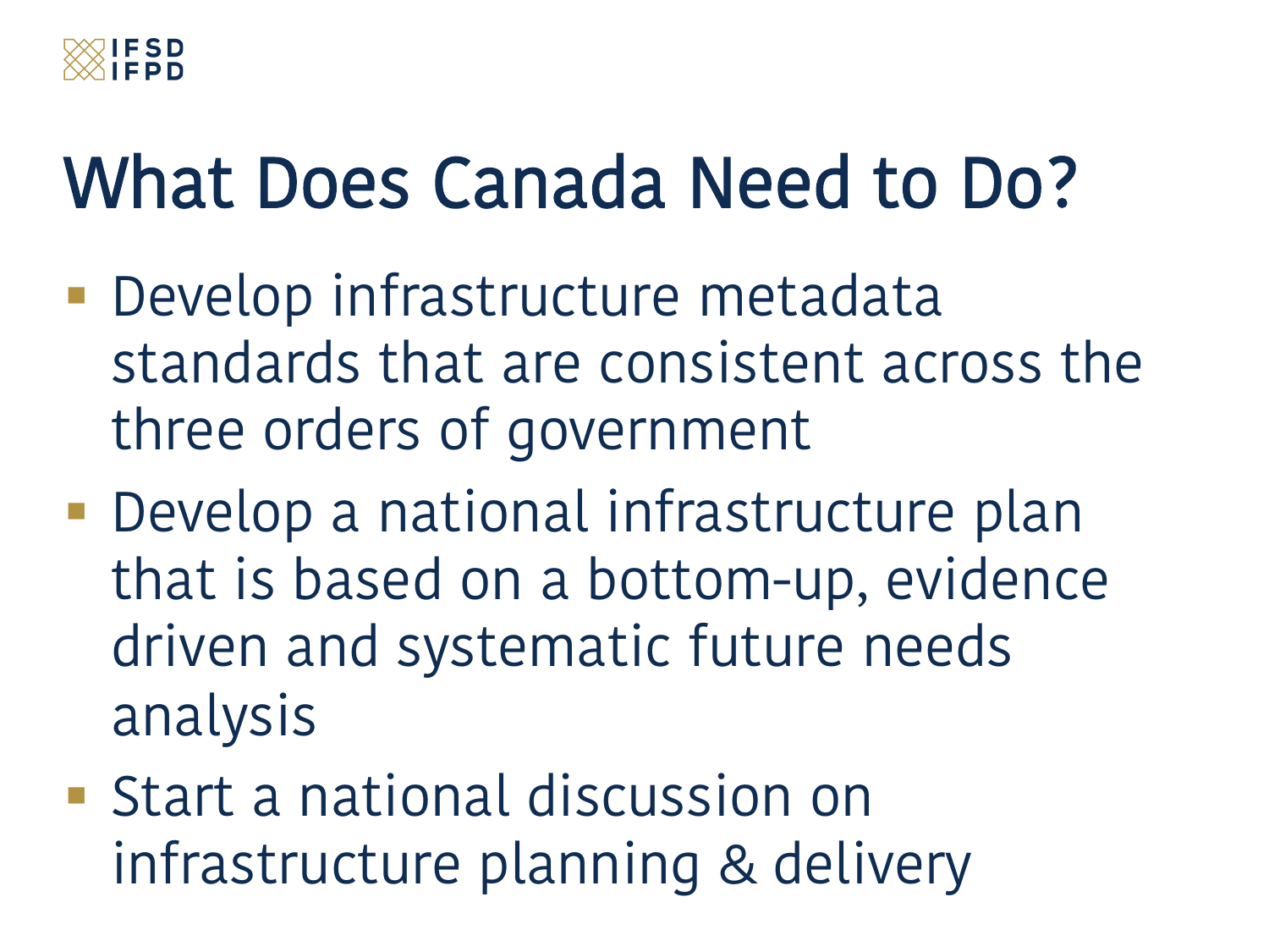# What Does Canada Need to Do?

- Develop infrastructure metadata standards that are consistent across the three orders of government
- Develop a national infrastructure plan that is based on a bottom-up, evidence driven and systematic future needs analysis
- Start a national discussion on infrastructure planning & delivery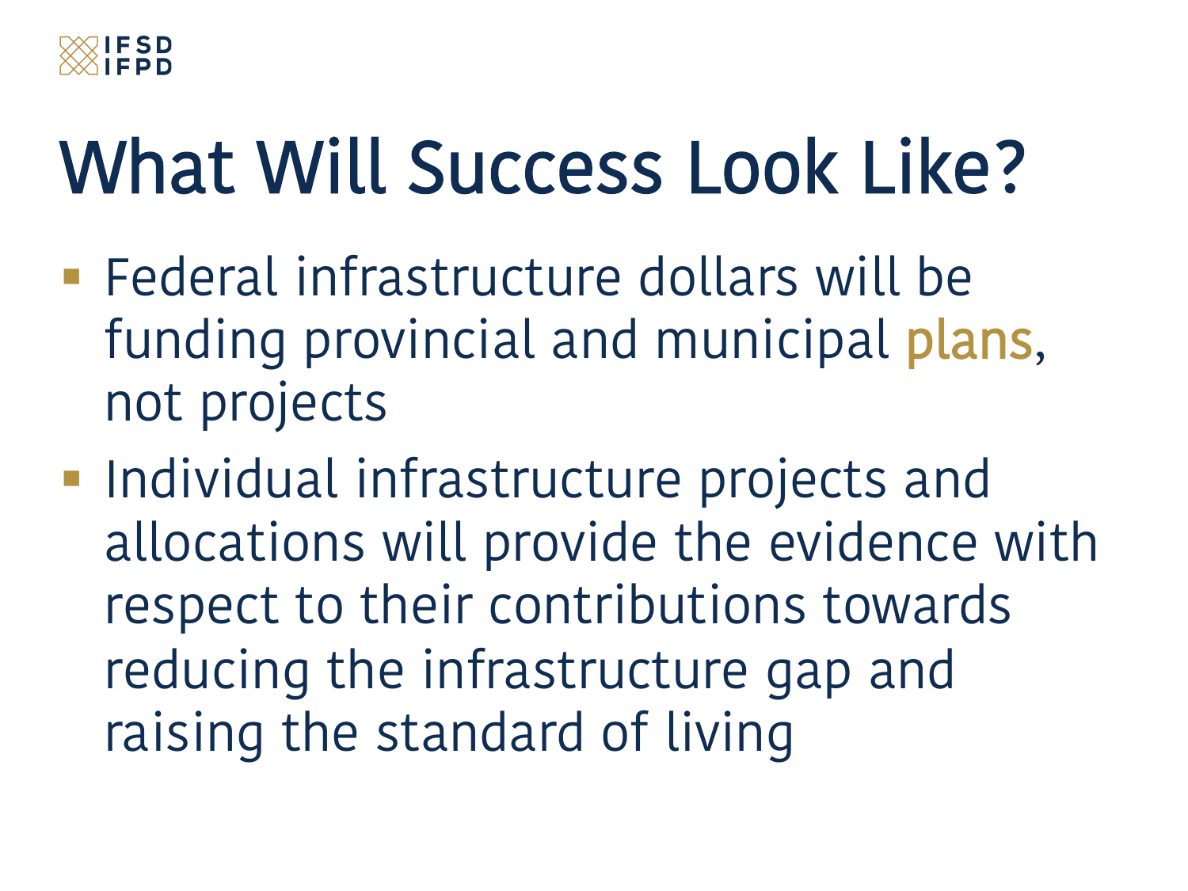# What Will Success Look Like?

- Federal infrastructure dollars will be funding provincial and municipal plans, not projects
- Individual infrastructure projects and allocations will provide the evidence with respect to their contributions towards reducing the infrastructure gap and raising the standard of living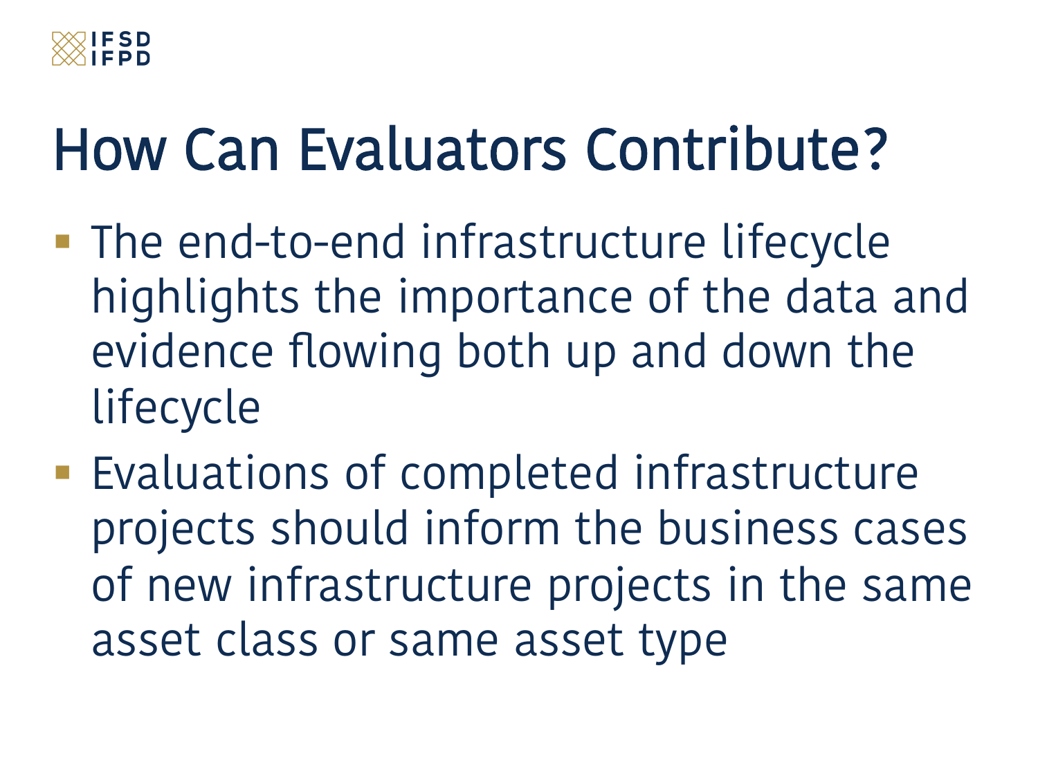# How Can Evaluators Contribute?

- The end-to-end infrastructure lifecycle highlights the importance of the data and evidence flowing both up and down the lifecycle
- Evaluations of completed infrastructure projects should inform the business cases of new infrastructure projects in the same asset class or same asset type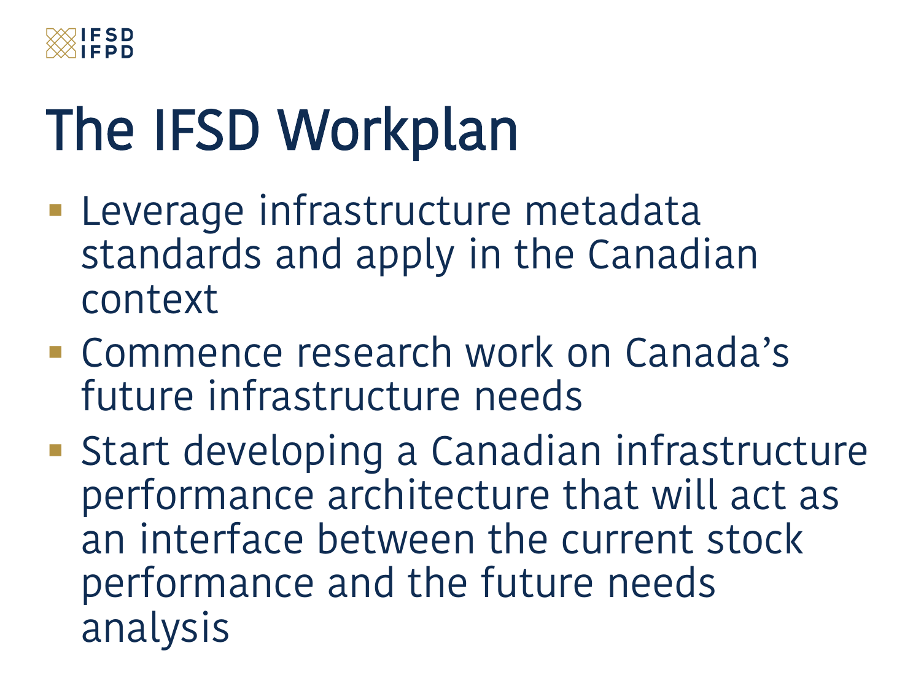# The IFSD Workplan

- Leverage infrastructure metadata standards and apply in the Canadian context
- Commence research work on Canada's future infrastructure needs
- Start developing a Canadian infrastructure performance architecture that will act as an interface between the current stock performance and the future needs analysis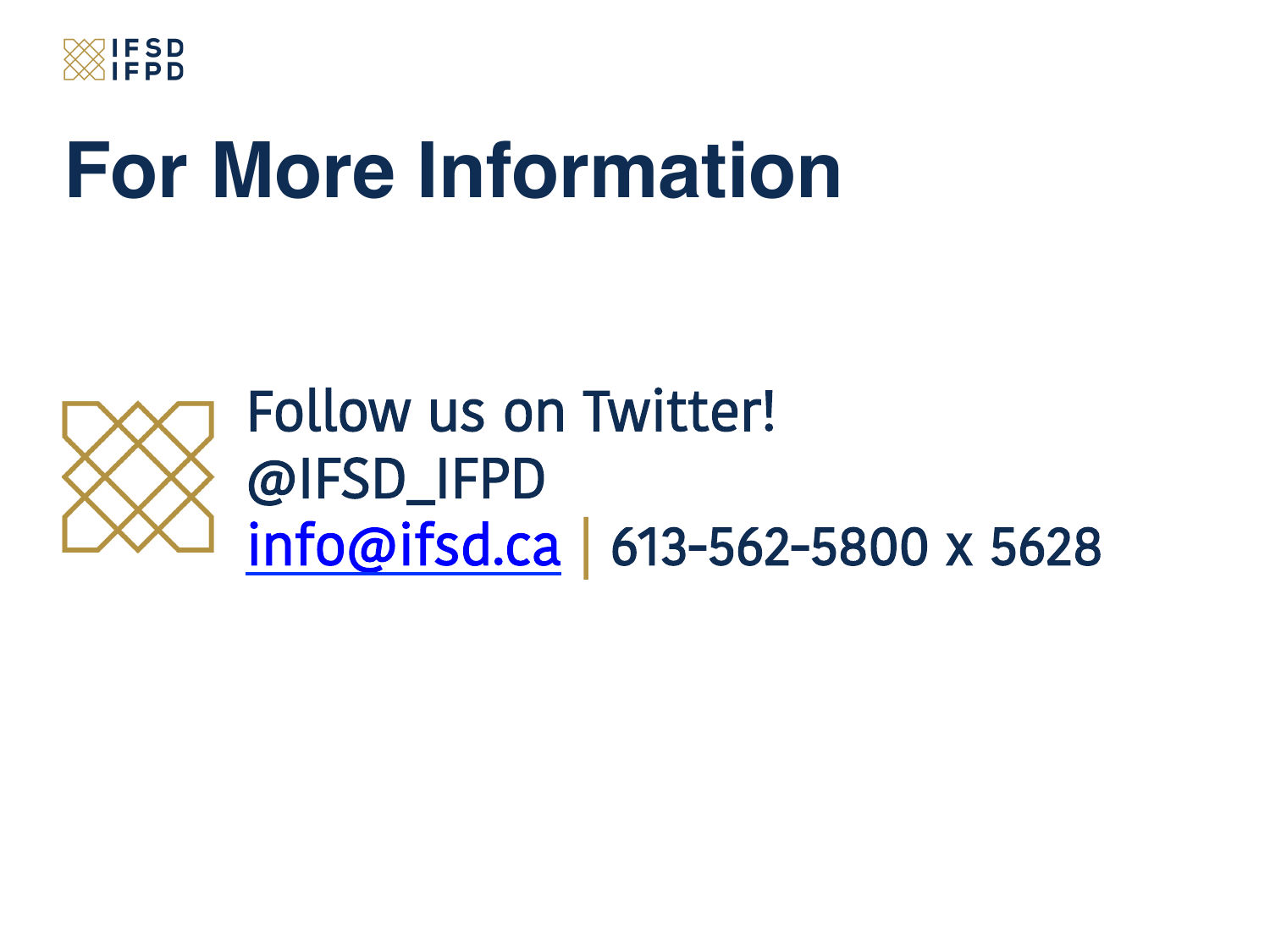# For More Information

Follow us on Twitter!
@IFSD_IFPD
info@ifsd.ca | 613-562-5800 x 5628